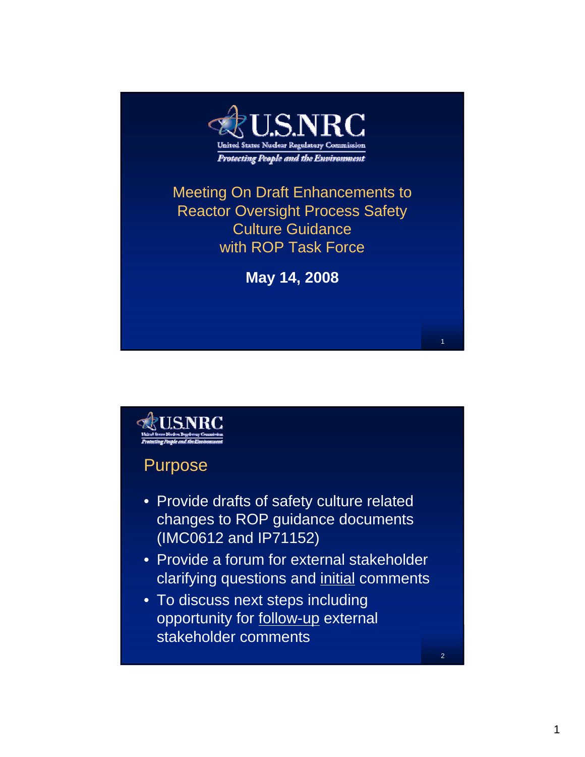U.S.NRC

United States Nuclear Regulatory Commission

*Protecting People and the Environment*

# Meeting On Draft Enhancements to Reactor Oversight Process Safety Culture Guidance with ROP Task Force

**May 14, 2008**

---

U.S.NRC

United States Nuclear Regulatory Commission

*Protecting People and the Environment*

## Purpose

- Provide drafts of safety culture related changes to ROP guidance documents (IMC0612 and IP71152)
- Provide a forum for external stakeholder clarifying questions and <u>initial</u> comments
- To discuss next steps including opportunity for <u>follow-up</u> external stakeholder comments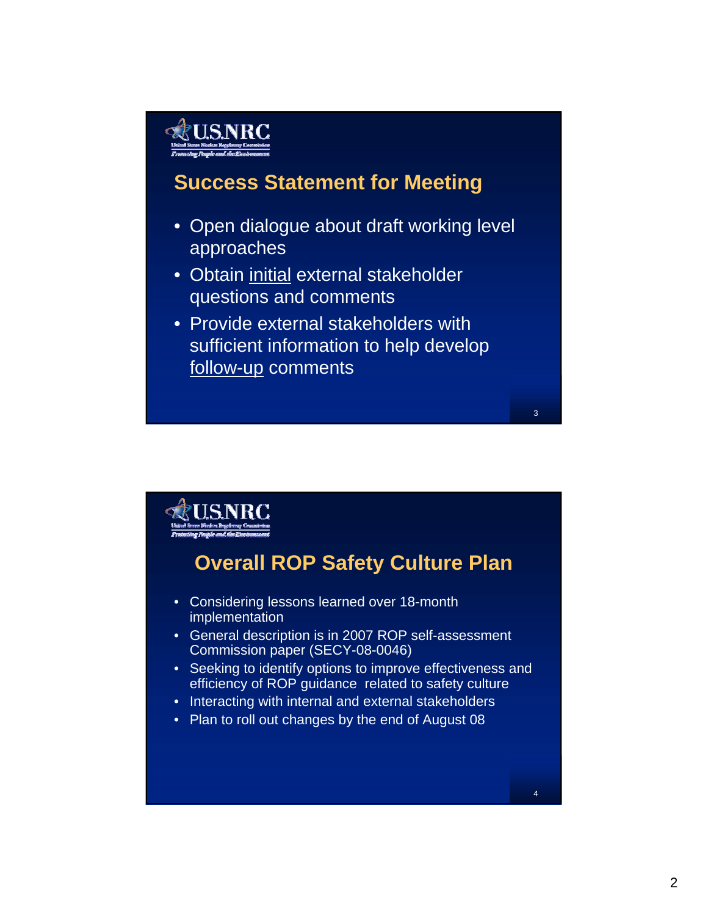## Success Statement for Meeting

- Open dialogue about draft working level approaches
- Obtain initial external stakeholder questions and comments
- Provide external stakeholders with sufficient information to help develop follow-up comments

## Overall ROP Safety Culture Plan

- Considering lessons learned over 18-month implementation
- General description is in 2007 ROP self-assessment Commission paper (SECY-08-0046)
- Seeking to identify options to improve effectiveness and efficiency of ROP guidance related to safety culture
- Interacting with internal and external stakeholders
- Plan to roll out changes by the end of August 08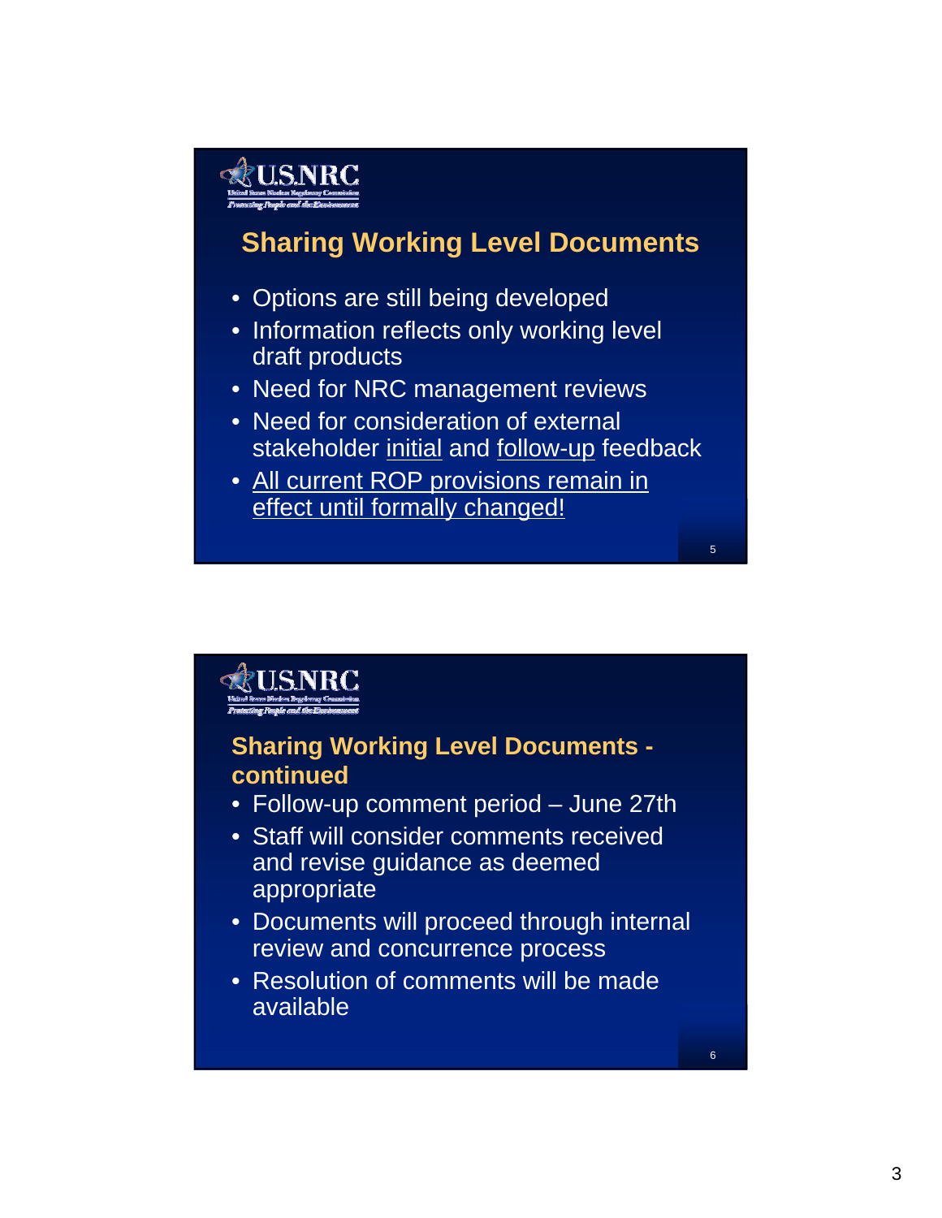## Sharing Working Level Documents

- Options are still being developed
- Information reflects only working level draft products
- Need for NRC management reviews
- Need for consideration of external stakeholder <u>initial</u> and <u>follow-up</u> feedback
- <u>All current ROP provisions remain in effect until formally changed!</u>

## Sharing Working Level Documents - continued

- Follow-up comment period – June 27th
- Staff will consider comments received and revise guidance as deemed appropriate
- Documents will proceed through internal review and concurrence process
- Resolution of comments will be made available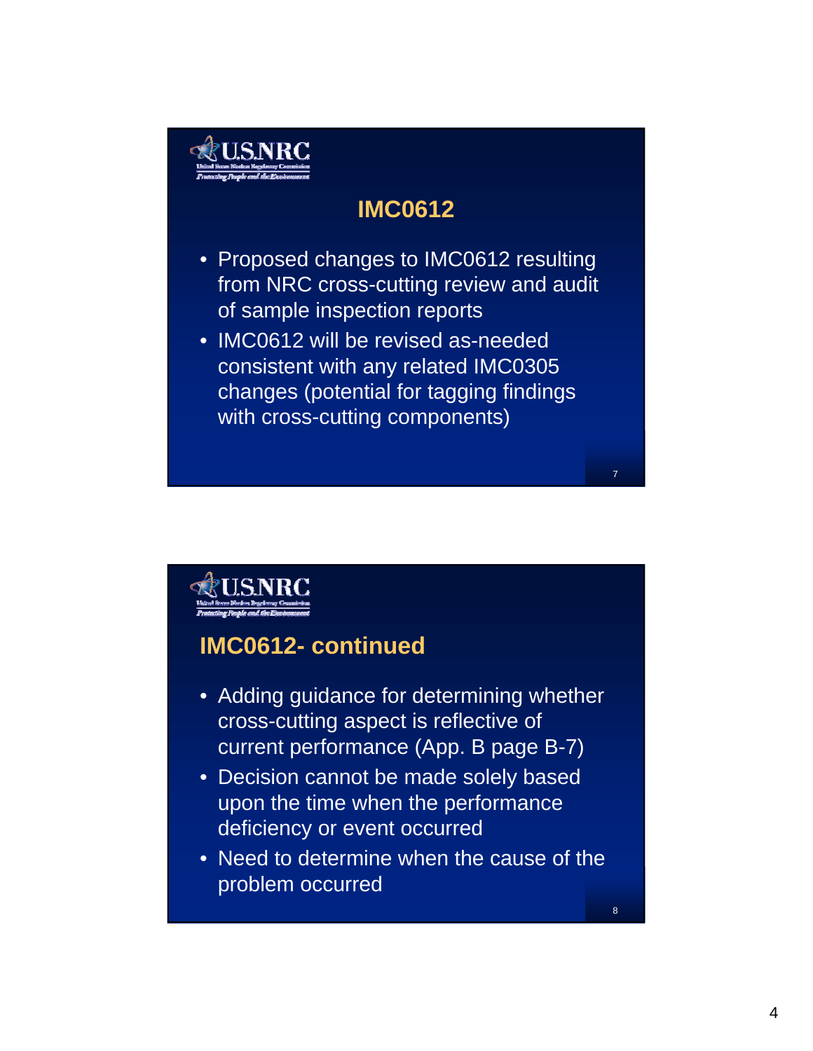## IMC0612

- Proposed changes to IMC0612 resulting from NRC cross-cutting review and audit of sample inspection reports
- IMC0612 will be revised as-needed consistent with any related IMC0305 changes (potential for tagging findings with cross-cutting components)

## IMC0612- continued

- Adding guidance for determining whether cross-cutting aspect is reflective of current performance (App. B page B-7)
- Decision cannot be made solely based upon the time when the performance deficiency or event occurred
- Need to determine when the cause of the problem occurred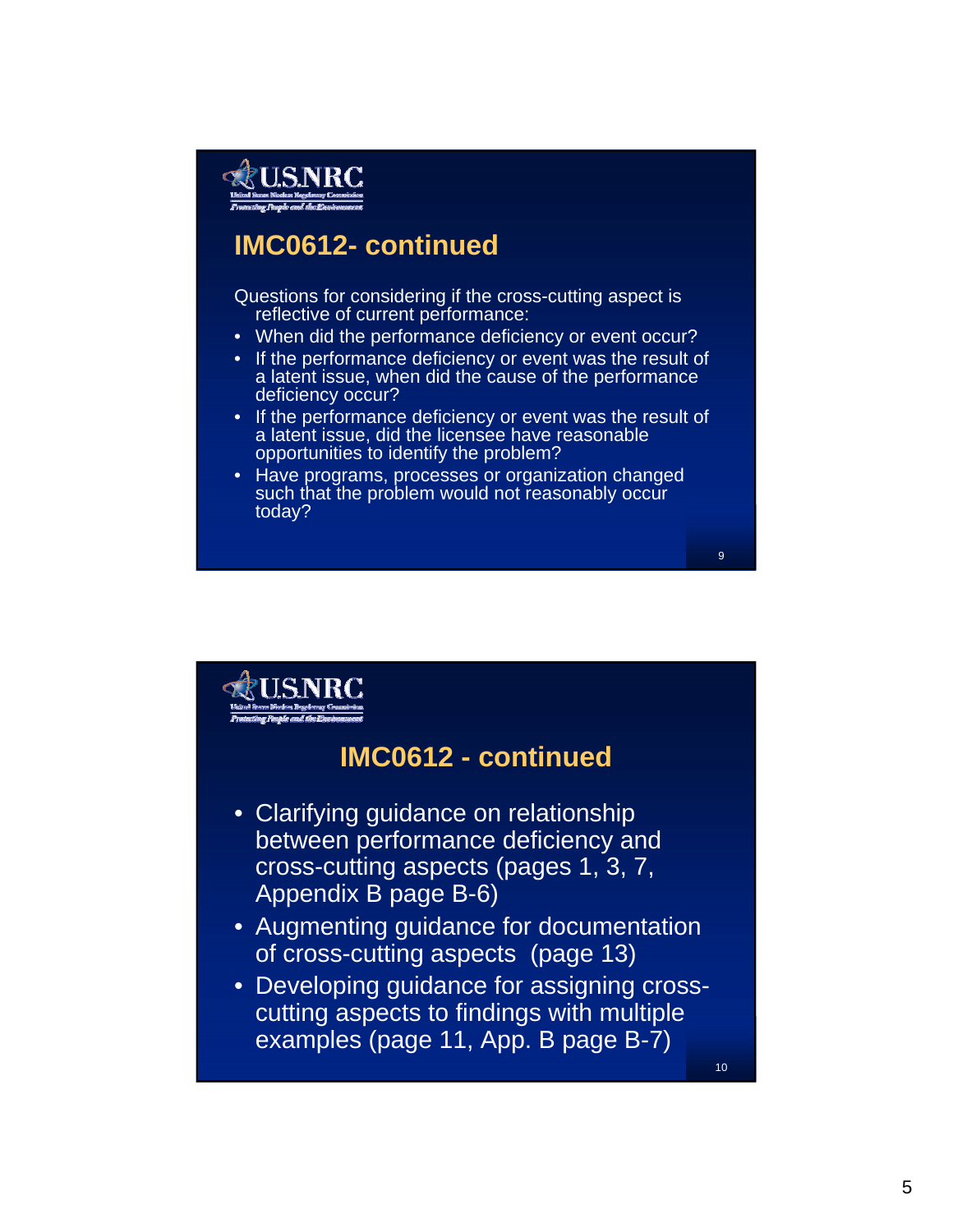## IMC0612- continued

Questions for considering if the cross-cutting aspect is reflective of current performance:

- When did the performance deficiency or event occur?
- If the performance deficiency or event was the result of a latent issue, when did the cause of the performance deficiency occur?
- If the performance deficiency or event was the result of a latent issue, did the licensee have reasonable opportunities to identify the problem?
- Have programs, processes or organization changed such that the problem would not reasonably occur today?

## IMC0612 - continued

- Clarifying guidance on relationship between performance deficiency and cross-cutting aspects (pages 1, 3, 7, Appendix B page B-6)
- Augmenting guidance for documentation of cross-cutting aspects (page 13)
- Developing guidance for assigning cross-cutting aspects to findings with multiple examples (page 11, App. B page B-7)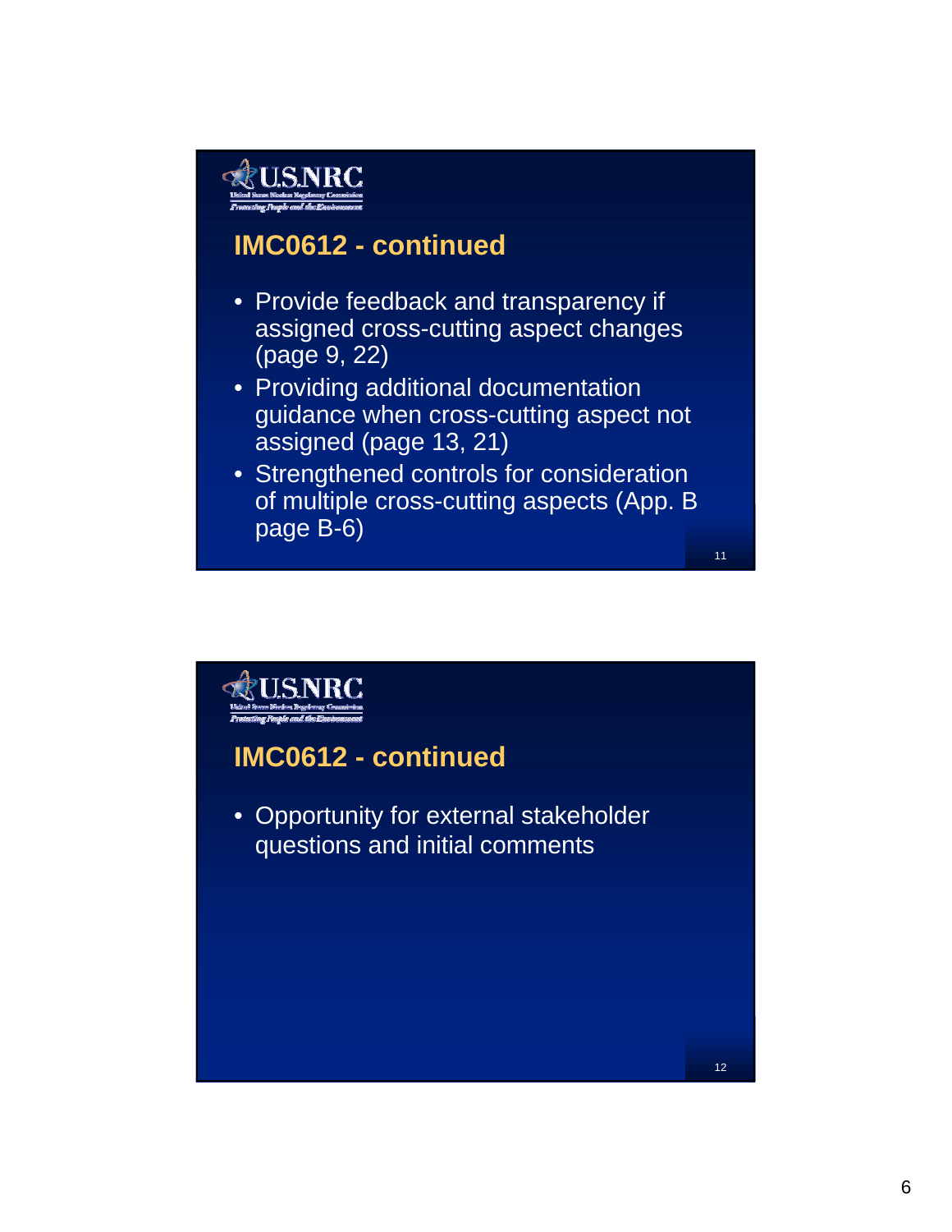## IMC0612 - continued

- Provide feedback and transparency if assigned cross-cutting aspect changes (page 9, 22)
- Providing additional documentation guidance when cross-cutting aspect not assigned (page 13, 21)
- Strengthened controls for consideration of multiple cross-cutting aspects (App. B page B-6)

## IMC0612 - continued

- Opportunity for external stakeholder questions and initial comments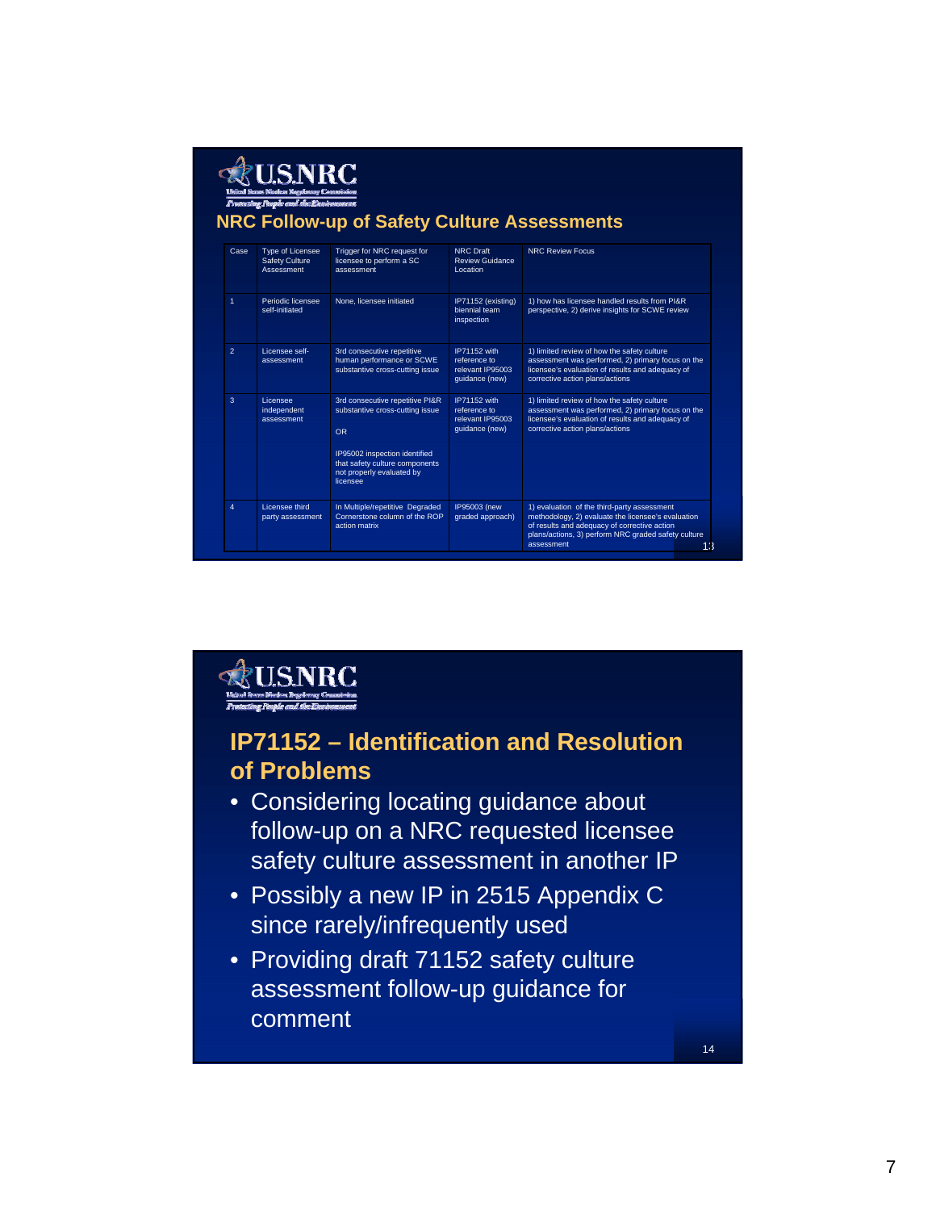## NRC Follow-up of Safety Culture Assessments

| Case | Type of Licensee Safety Culture Assessment | Trigger for NRC request for licensee to perform a SC assessment | NRC Draft Review Guidance Location | NRC Review Focus |
|---|---|---|---|---|
| 1 | Periodic licensee self-initiated | None, licensee initiated | IP71152 (existing) biennial team inspection | 1) how has licensee handled results from PI&R perspective, 2) derive insights for SCWE review |
| 2 | Licensee self-assessment | 3rd consecutive repetitive human performance or SCWE substantive cross-cutting issue | IP71152 with reference to relevant IP95003 guidance (new) | 1) limited review of how the safety culture assessment was performed, 2) primary focus on the licensee's evaluation of results and adequacy of corrective action plans/actions |
| 3 | Licensee independent assessment | 3rd consecutive repetitive PI&R substantive cross-cutting issue<br><br>OR<br><br>IP95002 inspection identified that safety culture components not properly evaluated by licensee | IP71152 with reference to relevant IP95003 guidance (new) | 1) limited review of how the safety culture assessment was performed, 2) primary focus on the licensee's evaluation of results and adequacy of corrective action plans/actions |
| 4 | Licensee third party assessment | In Multiple/repetitive Degraded Cornerstone column of the ROP action matrix | IP95003 (new graded approach) | 1) evaluation of the third-party assessment methodology, 2) evaluate the licensee's evaluation of results and adequacy of corrective action plans/actions, 3) perform NRC graded safety culture assessment |

## IP71152 – Identification and Resolution of Problems

- Considering locating guidance about follow-up on a NRC requested licensee safety culture assessment in another IP
- Possibly a new IP in 2515 Appendix C since rarely/infrequently used
- Providing draft 71152 safety culture assessment follow-up guidance for comment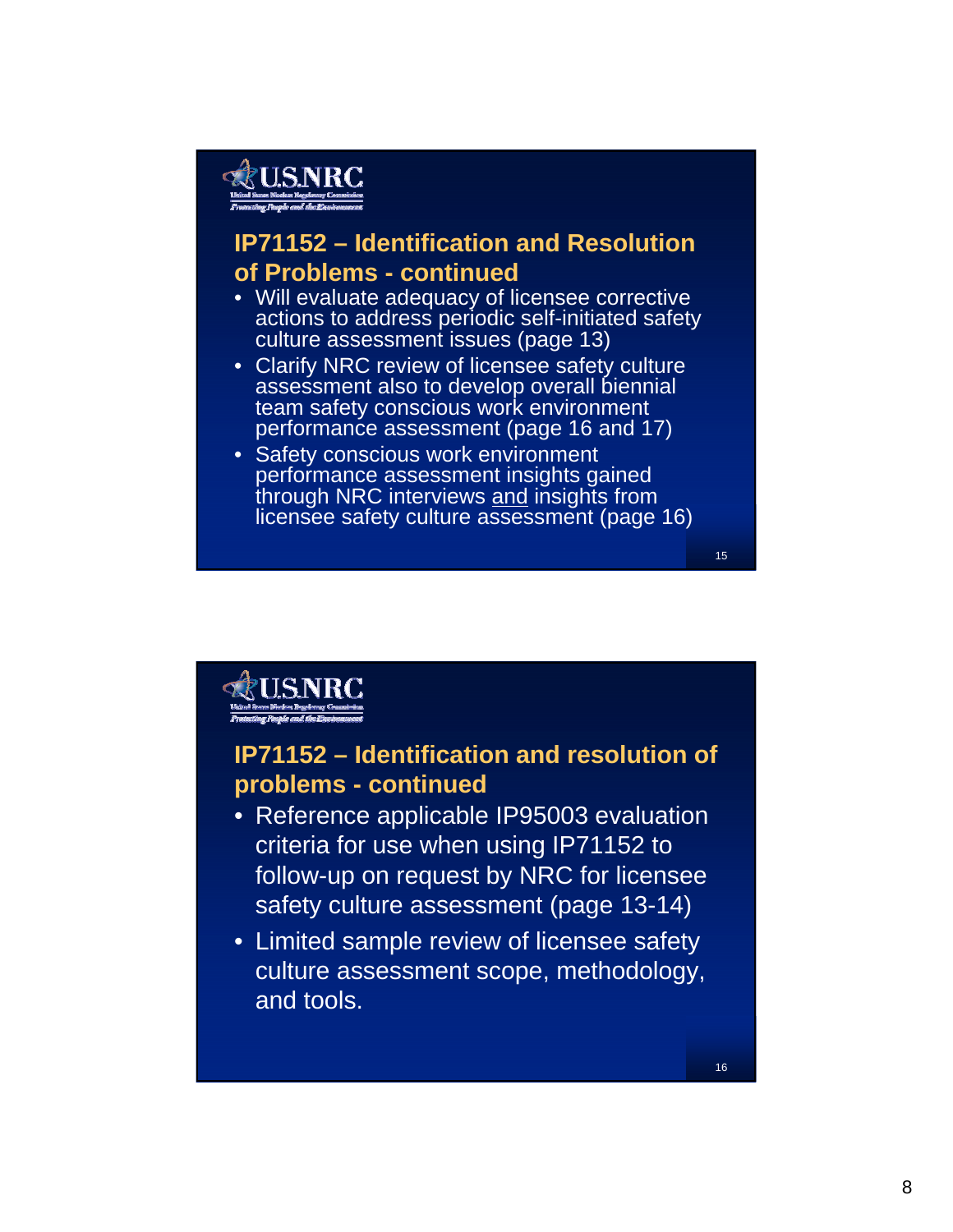## IP71152 – Identification and Resolution of Problems - continued

- Will evaluate adequacy of licensee corrective actions to address periodic self-initiated safety culture assessment issues (page 13)
- Clarify NRC review of licensee safety culture assessment also to develop overall biennial team safety conscious work environment performance assessment (page 16 and 17)
- Safety conscious work environment performance assessment insights gained through NRC interviews <u>and</u> insights from licensee safety culture assessment (page 16)

## IP71152 – Identification and resolution of problems - continued

- Reference applicable IP95003 evaluation criteria for use when using IP71152 to follow-up on request by NRC for licensee safety culture assessment (page 13-14)
- Limited sample review of licensee safety culture assessment scope, methodology, and tools.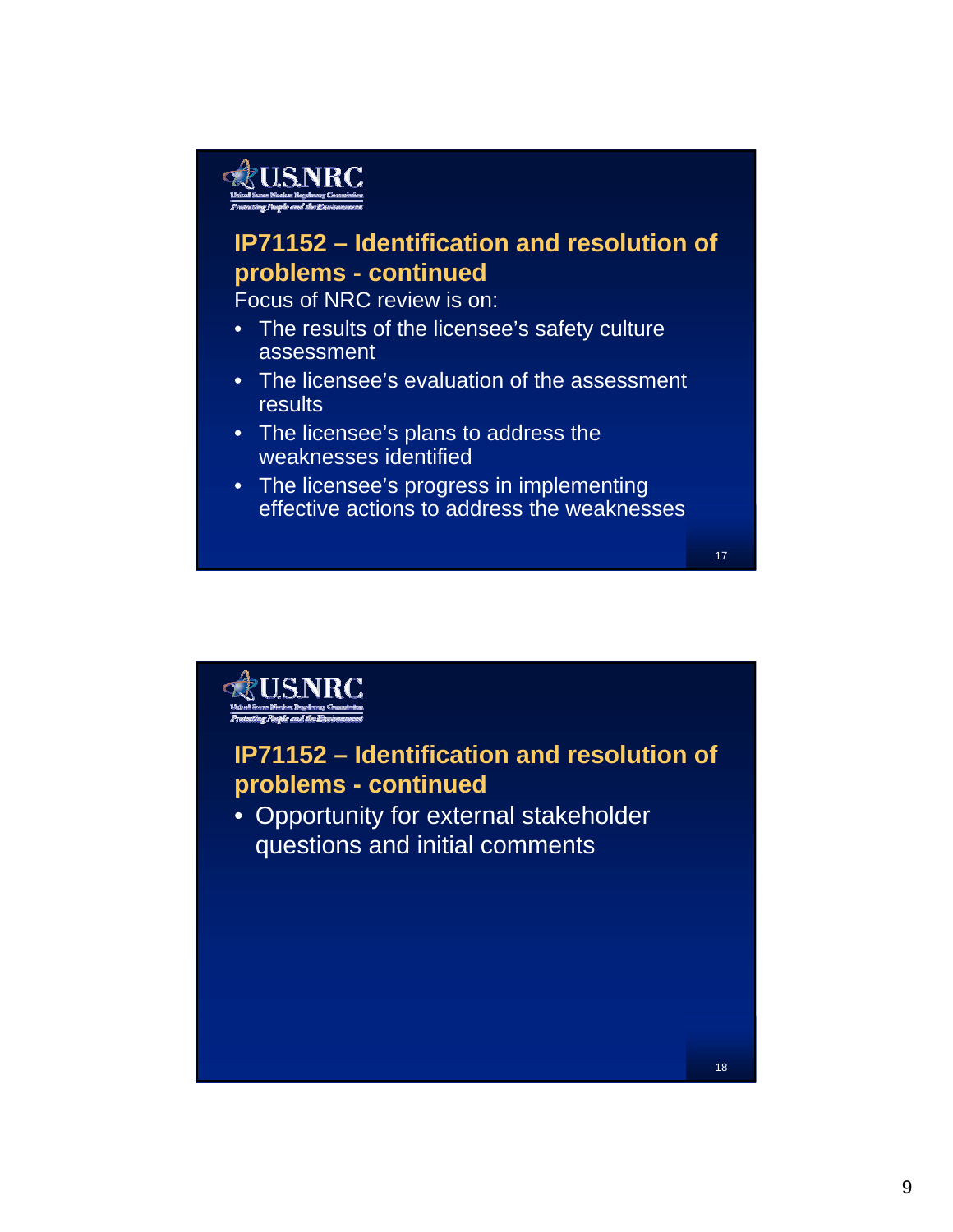## IP71152 – Identification and resolution of problems - continued

Focus of NRC review is on:

- The results of the licensee's safety culture assessment
- The licensee's evaluation of the assessment results
- The licensee's plans to address the weaknesses identified
- The licensee's progress in implementing effective actions to address the weaknesses

## IP71152 – Identification and resolution of problems - continued

- Opportunity for external stakeholder questions and initial comments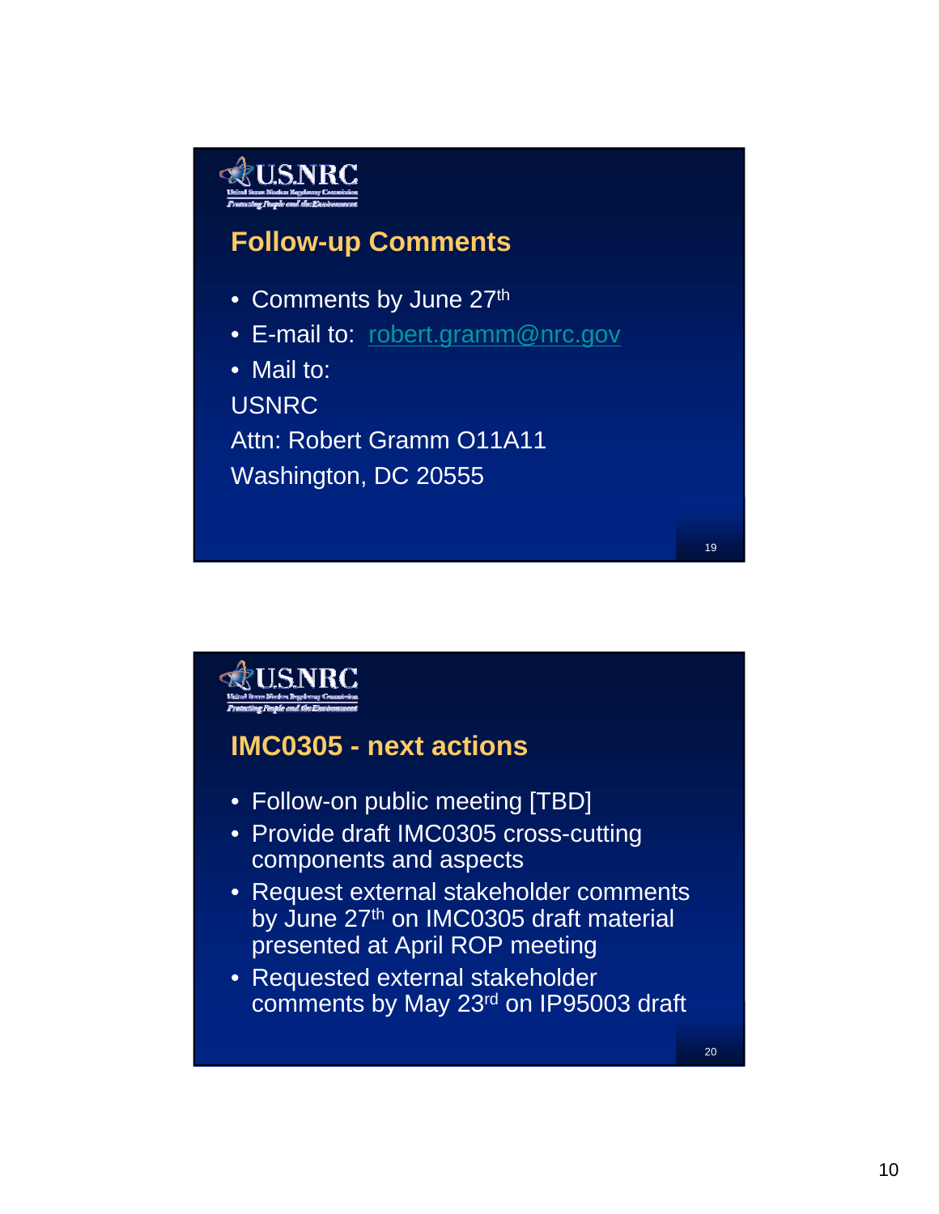## Follow-up Comments

- Comments by June 27th
- E-mail to: robert.gramm@nrc.gov
- Mail to:

USNRC
Attn: Robert Gramm O11A11
Washington, DC 20555

## IMC0305 - next actions

- Follow-on public meeting [TBD]
- Provide draft IMC0305 cross-cutting components and aspects
- Request external stakeholder comments by June 27th on IMC0305 draft material presented at April ROP meeting
- Requested external stakeholder comments by May 23rd on IP95003 draft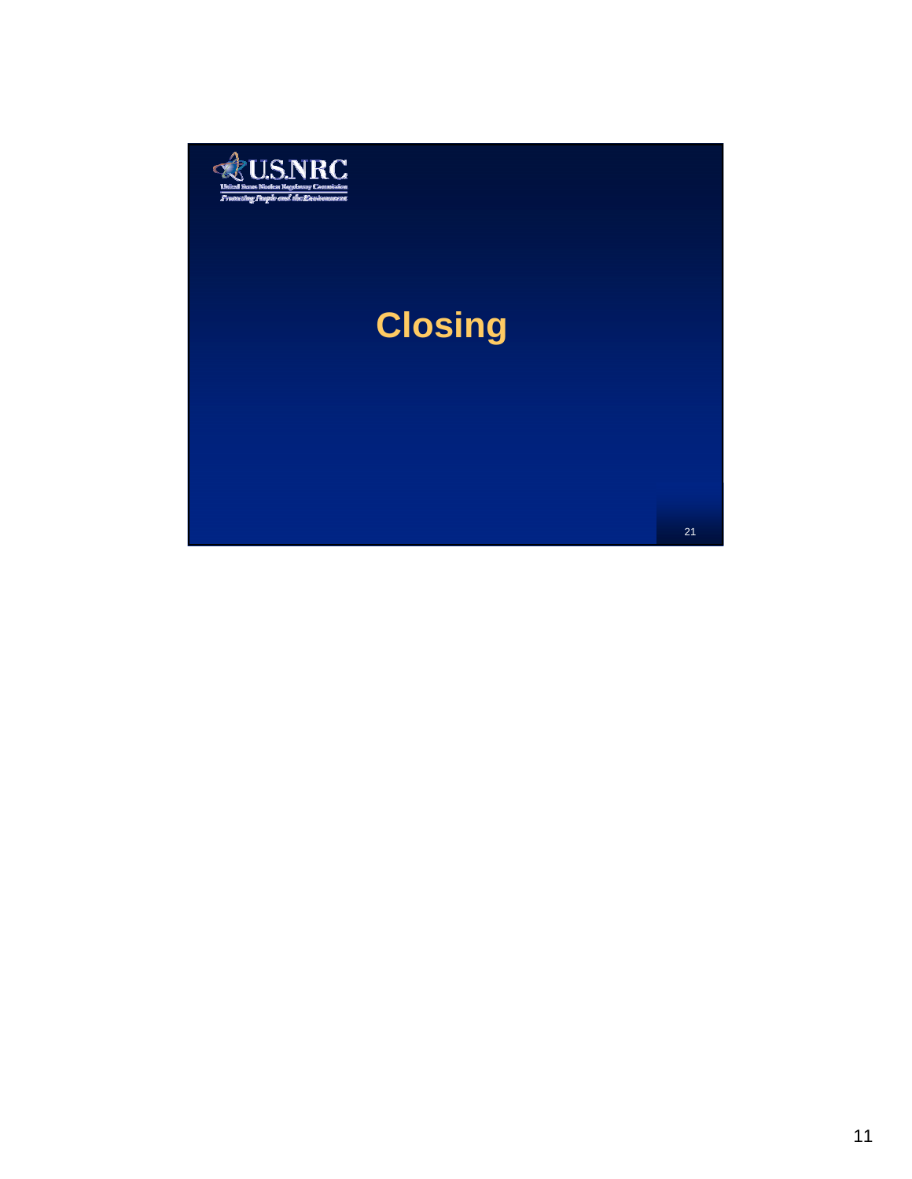U.S.NRC

United States Nuclear Regulatory Commission

*Protecting People and the Environment*

# Closing